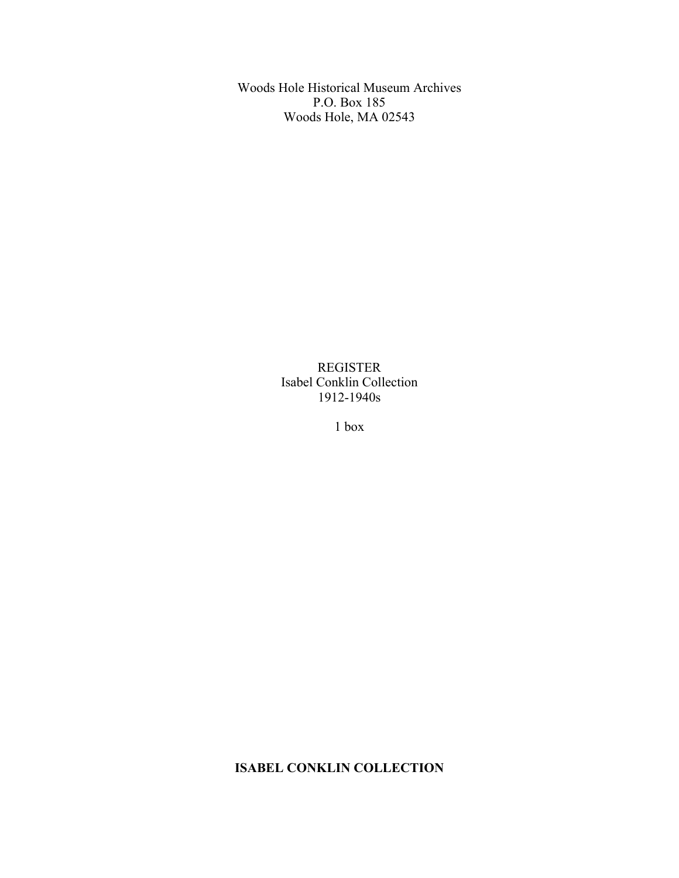Woods Hole Historical Museum Archives
P.O. Box 185
Woods Hole, MA 02543

REGISTER
Isabel Conklin Collection
1912-1940s

1 box

**ISABEL CONKLIN COLLECTION**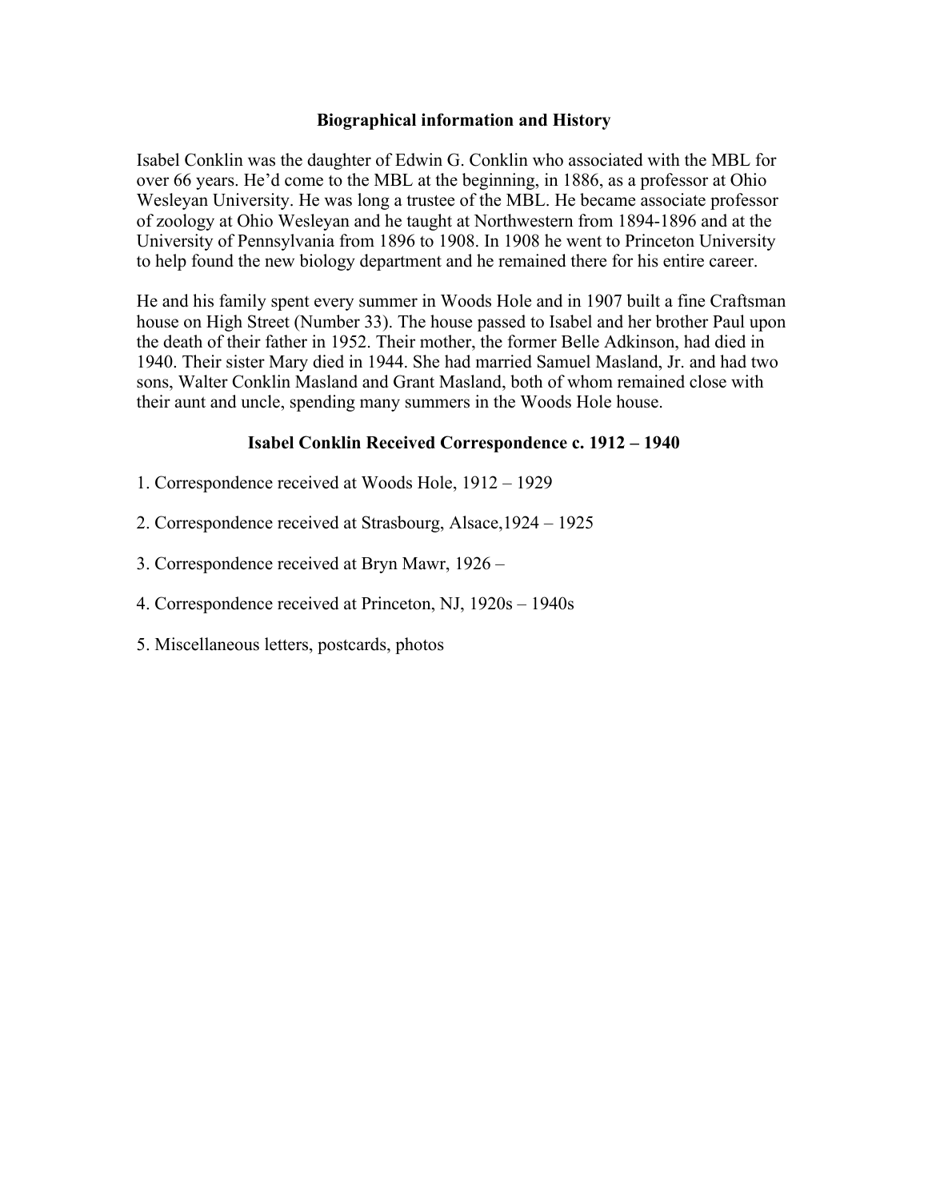## Biographical information and History

Isabel Conklin was the daughter of Edwin G. Conklin who associated with the MBL for over 66 years. He'd come to the MBL at the beginning, in 1886, as a professor at Ohio Wesleyan University. He was long a trustee of the MBL. He became associate professor of zoology at Ohio Wesleyan and he taught at Northwestern from 1894-1896 and at the University of Pennsylvania from 1896 to 1908. In 1908 he went to Princeton University to help found the new biology department and he remained there for his entire career.

He and his family spent every summer in Woods Hole and in 1907 built a fine Craftsman house on High Street (Number 33). The house passed to Isabel and her brother Paul upon the death of their father in 1952. Their mother, the former Belle Adkinson, had died in 1940. Their sister Mary died in 1944. She had married Samuel Masland, Jr. and had two sons, Walter Conklin Masland and Grant Masland, both of whom remained close with their aunt and uncle, spending many summers in the Woods Hole house.

## Isabel Conklin Received Correspondence c. 1912 – 1940

1. Correspondence received at Woods Hole, 1912 – 1929

2. Correspondence received at Strasbourg, Alsace,1924 – 1925

3. Correspondence received at Bryn Mawr, 1926 –

4. Correspondence received at Princeton, NJ, 1920s – 1940s

5. Miscellaneous letters, postcards, photos